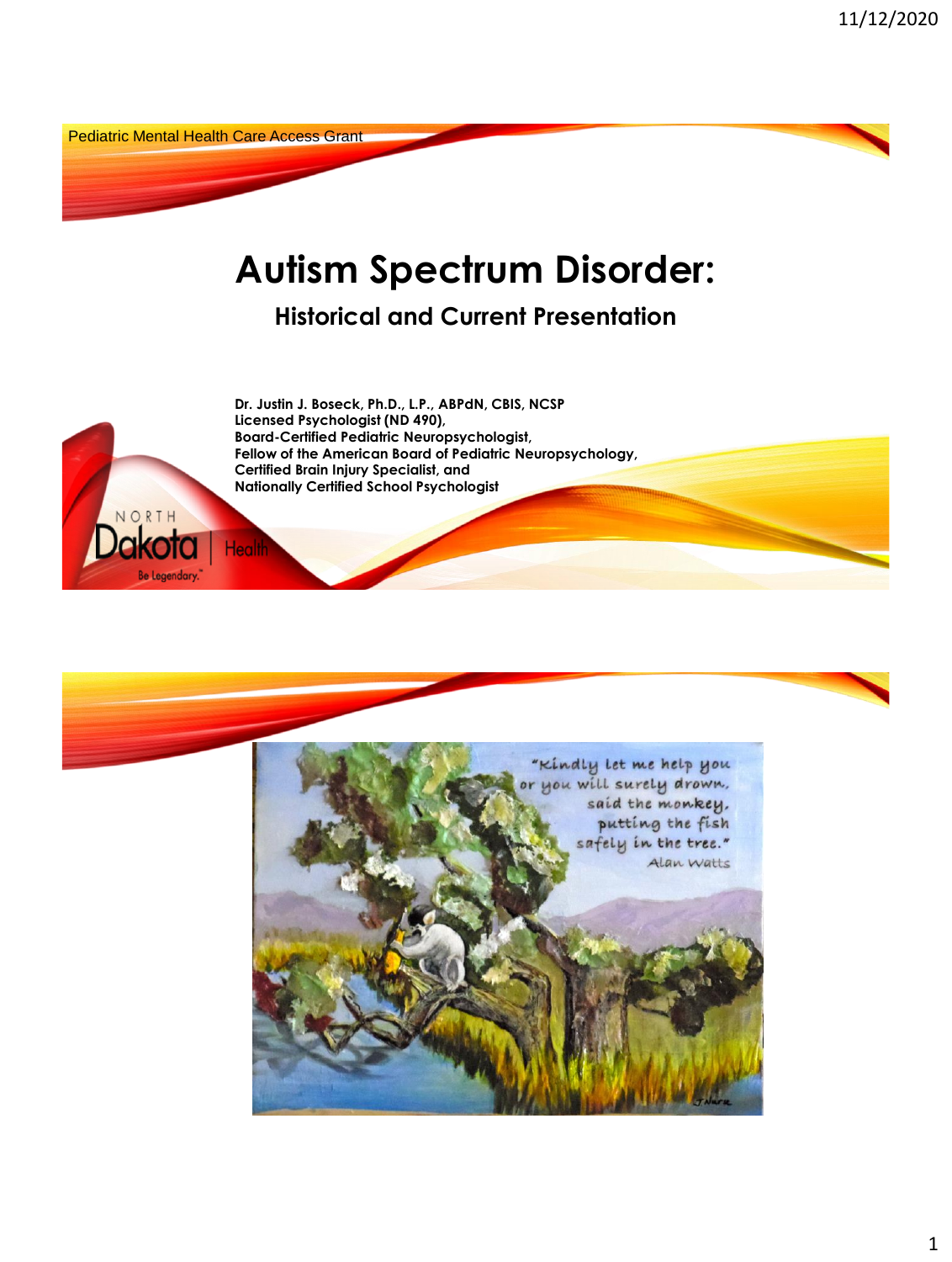Pediatric Mental Health Care Access Grant

# Autism Spectrum Disorder:

## Historical and Current Presentation

**Dr. Justin J. Boseck, Ph.D., L.P., ABPdN, CBIS, NCSP**
**Licensed Psychologist (ND 490),**
**Board-Certified Pediatric Neuropsychologist,**
**Fellow of the American Board of Pediatric Neuropsychology,**
**Certified Brain Injury Specialist, and**
**Nationally Certified School Psychologist**

NORTH Dakota | Health
Be Legendary.

"Kindly let me help you or you will surely drown, said the monkey, putting the fish safely in the tree."
Alan Watts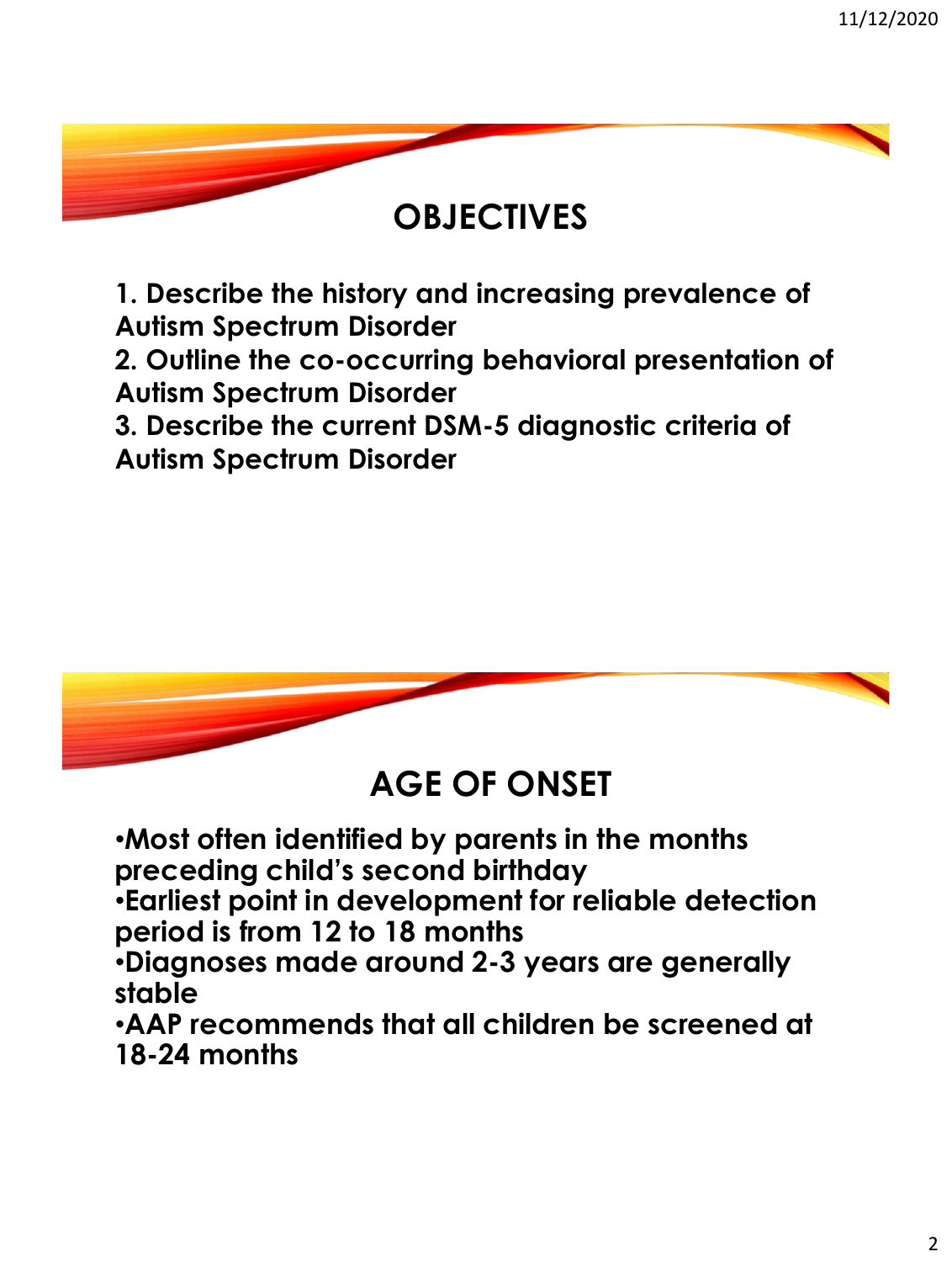## OBJECTIVES

**1. Describe the history and increasing prevalence of Autism Spectrum Disorder**
**2. Outline the co-occurring behavioral presentation of Autism Spectrum Disorder**
**3. Describe the current DSM-5 diagnostic criteria of Autism Spectrum Disorder**

## AGE OF ONSET

- **Most often identified by parents in the months preceding child's second birthday**
- **Earliest point in development for reliable detection period is from 12 to 18 months**
- **Diagnoses made around 2-3 years are generally stable**
- **AAP recommends that all children be screened at 18-24 months**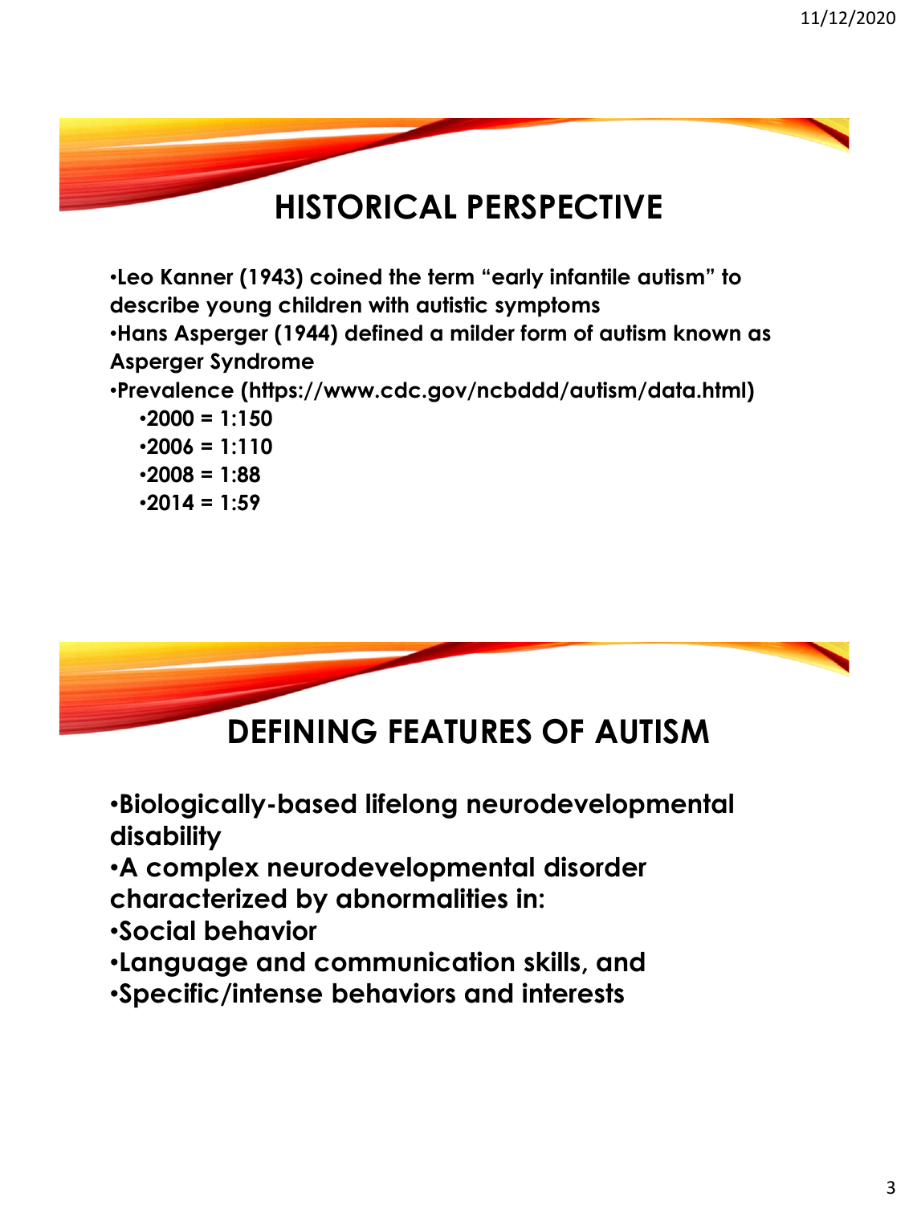## HISTORICAL PERSPECTIVE

- **Leo Kanner (1943) coined the term "early infantile autism" to describe young children with autistic symptoms**
- **Hans Asperger (1944) defined a milder form of autism known as Asperger Syndrome**
- **Prevalence (https://www.cdc.gov/ncbddd/autism/data.html)**
  - **2000 = 1:150**
  - **2006 = 1:110**
  - **2008 = 1:88**
  - **2014 = 1:59**

## DEFINING FEATURES OF AUTISM

- **Biologically-based lifelong neurodevelopmental disability**
- **A complex neurodevelopmental disorder characterized by abnormalities in:**
- **Social behavior**
- **Language and communication skills, and**
- **Specific/intense behaviors and interests**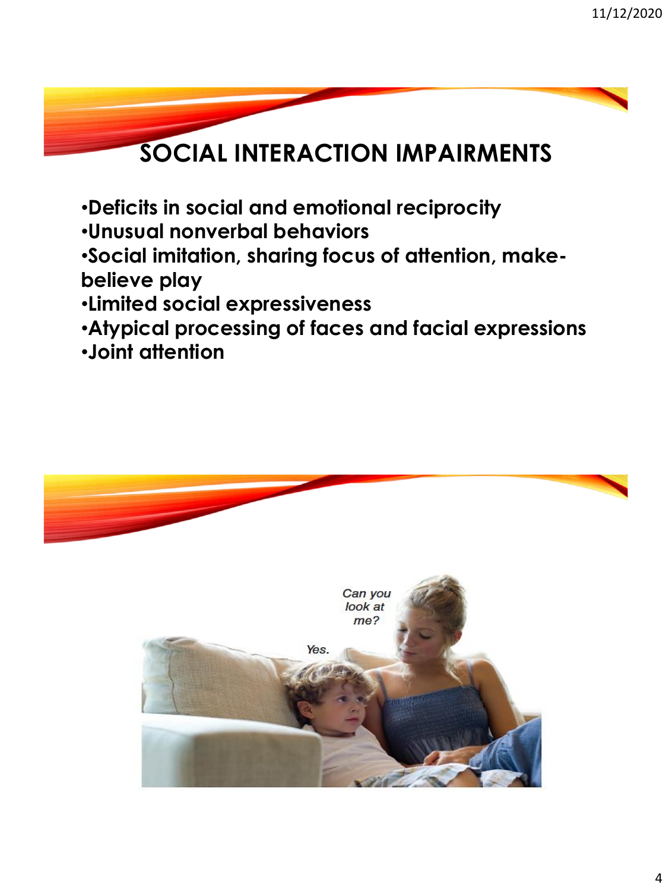# SOCIAL INTERACTION IMPAIRMENTS

- **Deficits in social and emotional reciprocity**
- **Unusual nonverbal behaviors**
- **Social imitation, sharing focus of attention, make-believe play**
- **Limited social expressiveness**
- **Atypical processing of faces and facial expressions**
- **Joint attention**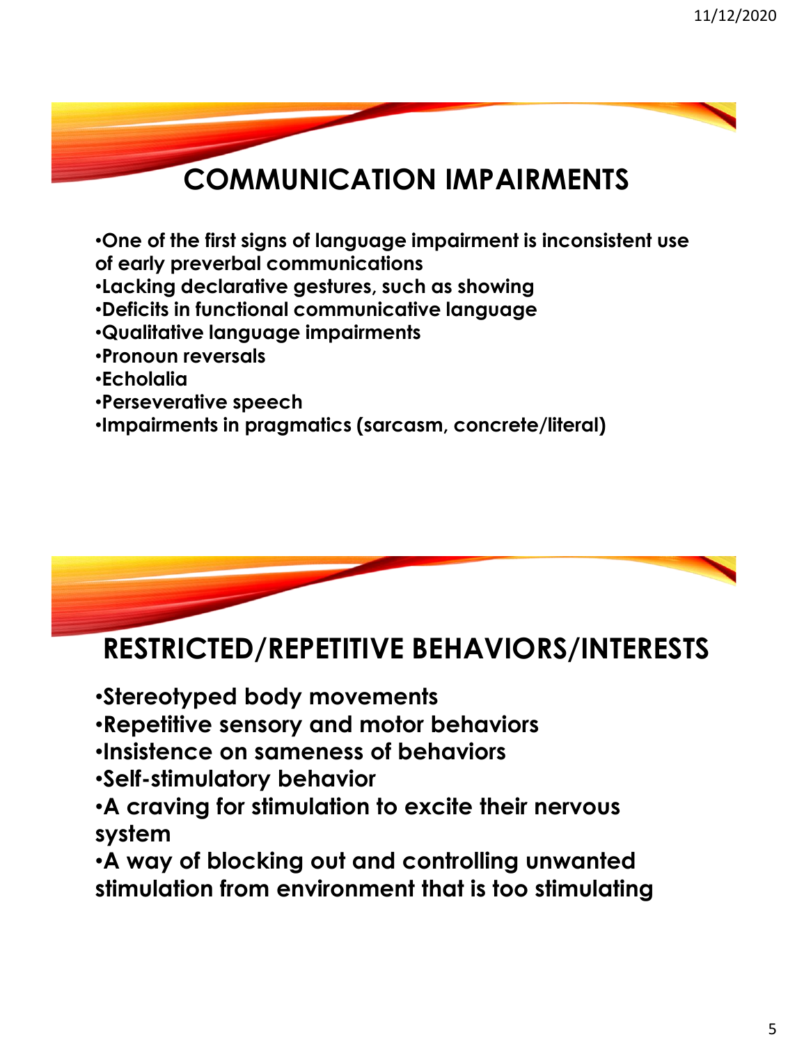## COMMUNICATION IMPAIRMENTS

- One of the first signs of language impairment is inconsistent use of early preverbal communications
- Lacking declarative gestures, such as showing
- Deficits in functional communicative language
- Qualitative language impairments
- Pronoun reversals
- Echolalia
- Perseverative speech
- Impairments in pragmatics (sarcasm, concrete/literal)

## RESTRICTED/REPETITIVE BEHAVIORS/INTERESTS

- Stereotyped body movements
- Repetitive sensory and motor behaviors
- Insistence on sameness of behaviors
- Self-stimulatory behavior
- A craving for stimulation to excite their nervous system
- A way of blocking out and controlling unwanted stimulation from environment that is too stimulating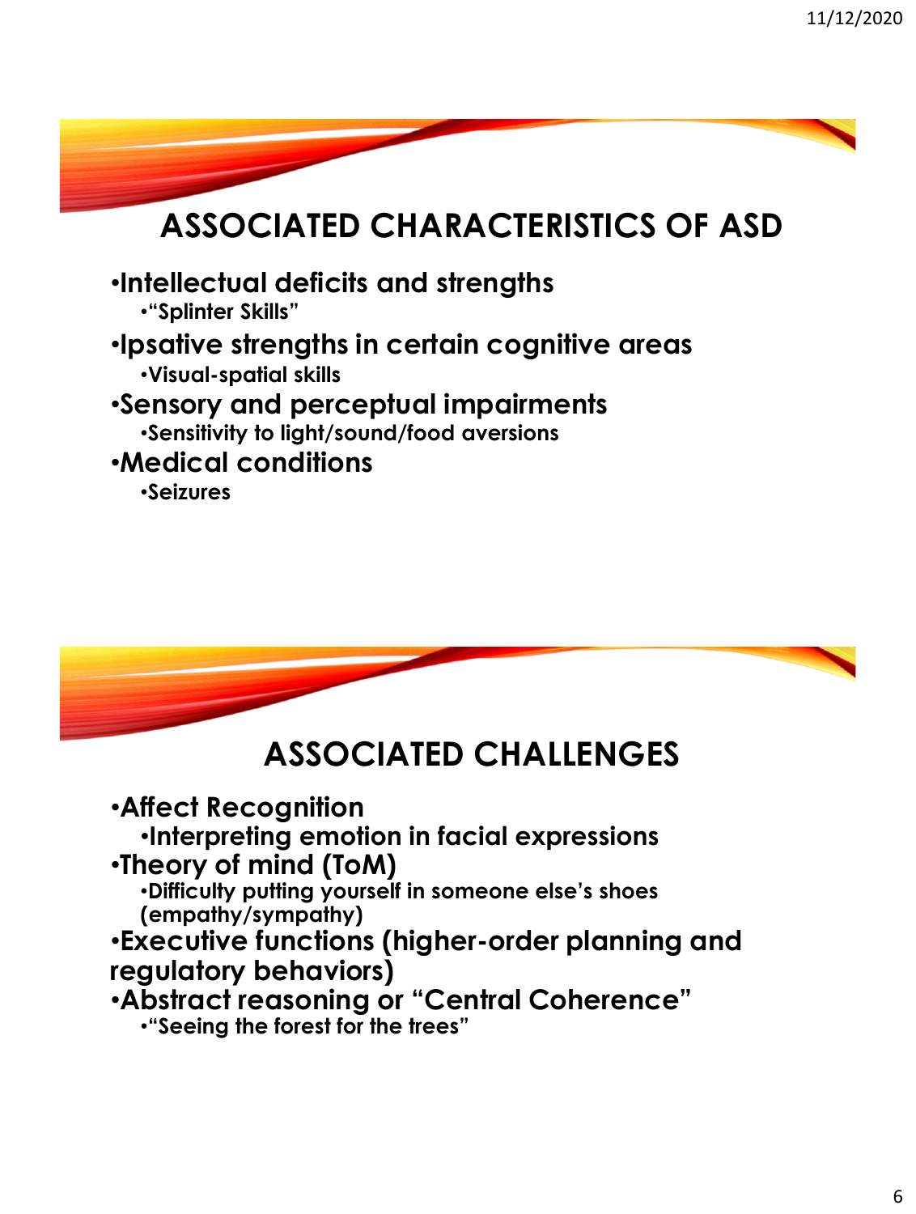## ASSOCIATED CHARACTERISTICS OF ASD

- **Intellectual deficits and strengths**
  - **"Splinter Skills"**
- **Ipsative strengths in certain cognitive areas**
  - **Visual-spatial skills**
- **Sensory and perceptual impairments**
  - **Sensitivity to light/sound/food aversions**
- **Medical conditions**
  - **Seizures**

## ASSOCIATED CHALLENGES

- **Affect Recognition**
  - **Interpreting emotion in facial expressions**
- **Theory of mind (ToM)**
  - **Difficulty putting yourself in someone else's shoes (empathy/sympathy)**
- **Executive functions (higher-order planning and regulatory behaviors)**
- **Abstract reasoning or "Central Coherence"**
  - **"Seeing the forest for the trees"**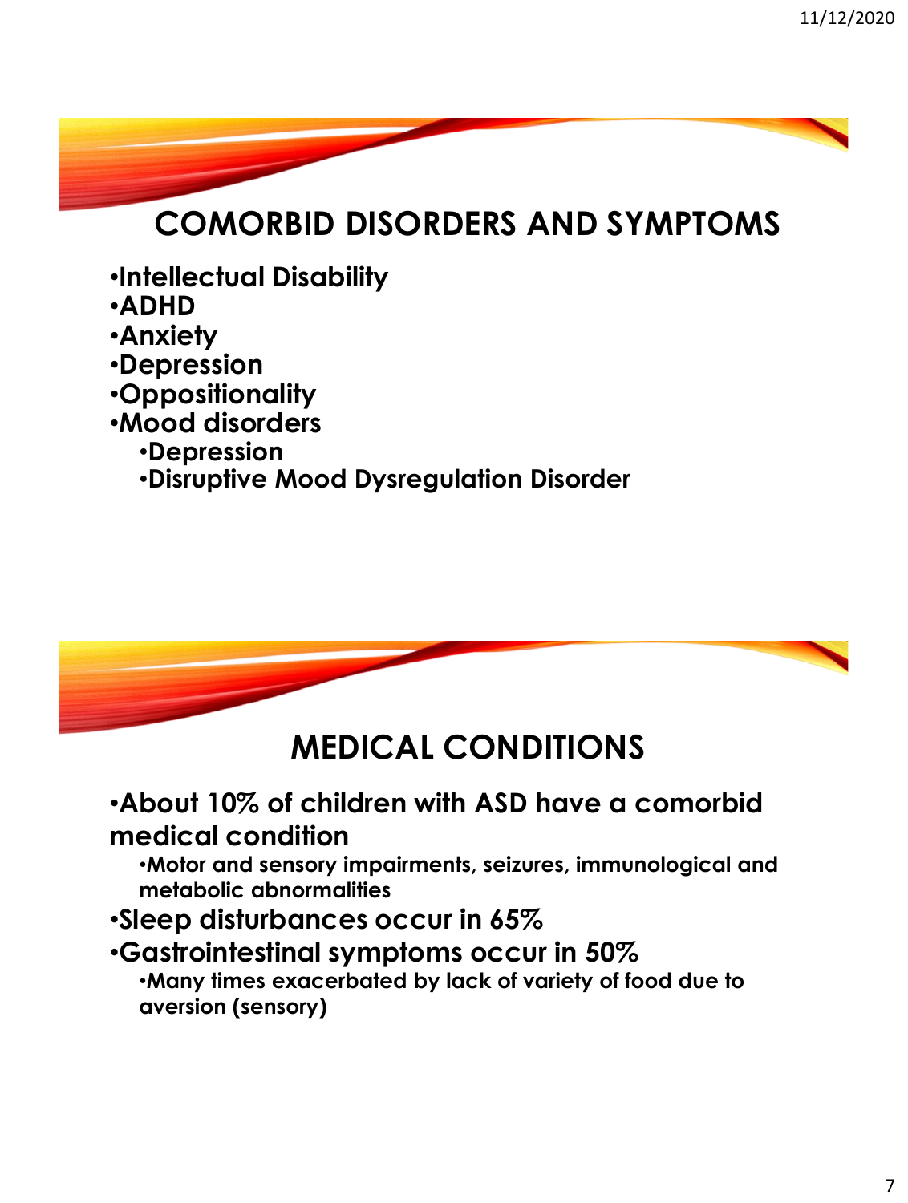## COMORBID DISORDERS AND SYMPTOMS

- Intellectual Disability
- ADHD
- Anxiety
- Depression
- Oppositionality
- Mood disorders
  - Depression
  - Disruptive Mood Dysregulation Disorder

## MEDICAL CONDITIONS

- About 10% of children with ASD have a comorbid medical condition
  - Motor and sensory impairments, seizures, immunological and metabolic abnormalities
- Sleep disturbances occur in 65%
- Gastrointestinal symptoms occur in 50%
  - Many times exacerbated by lack of variety of food due to aversion (sensory)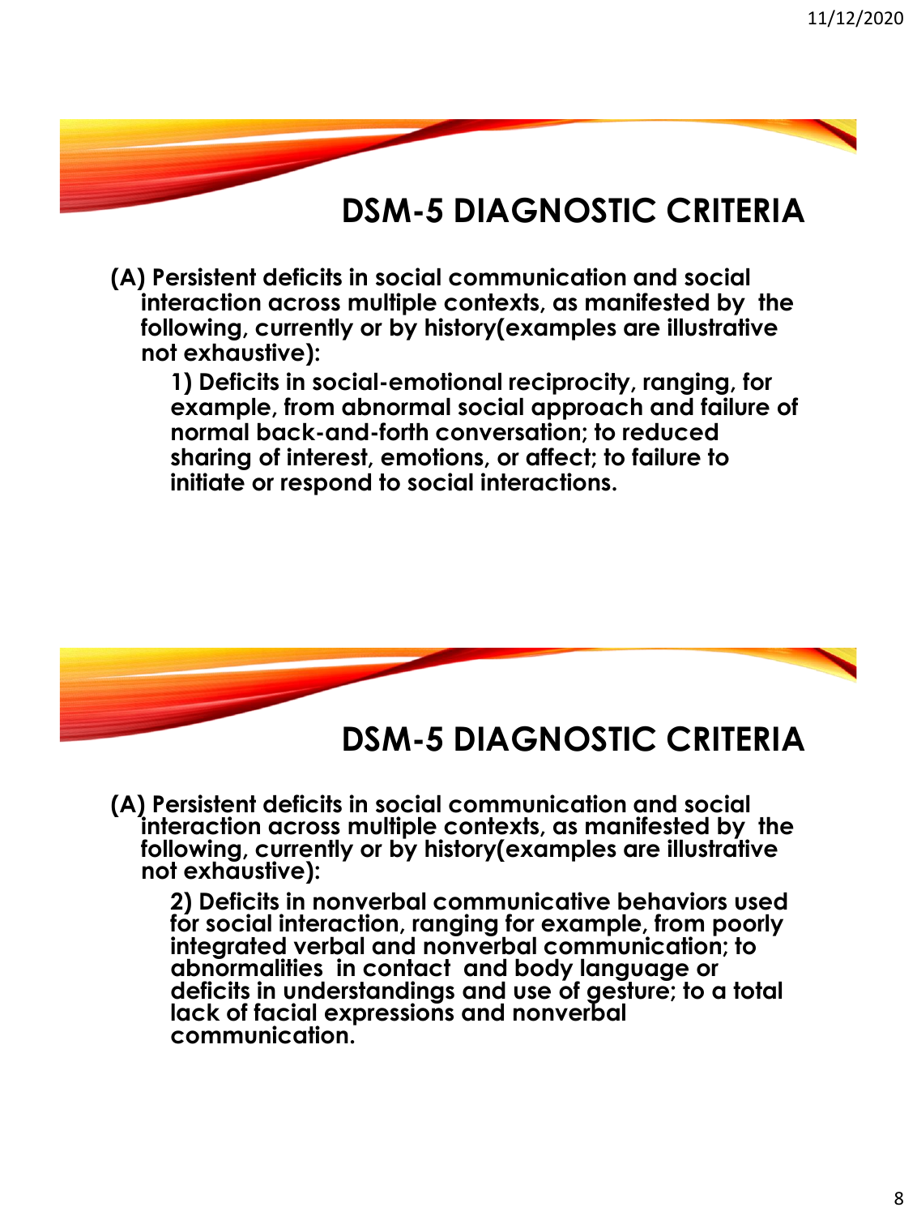## DSM-5 DIAGNOSTIC CRITERIA

**(A) Persistent deficits in social communication and social interaction across multiple contexts, as manifested by the following, currently or by history(examples are illustrative not exhaustive):**

**1) Deficits in social-emotional reciprocity, ranging, for example, from abnormal social approach and failure of normal back-and-forth conversation; to reduced sharing of interest, emotions, or affect; to failure to initiate or respond to social interactions.**

## DSM-5 DIAGNOSTIC CRITERIA

**(A) Persistent deficits in social communication and social interaction across multiple contexts, as manifested by the following, currently or by history(examples are illustrative not exhaustive):**

**2) Deficits in nonverbal communicative behaviors used for social interaction, ranging for example, from poorly integrated verbal and nonverbal communication; to abnormalities in contact and body language or deficits in understandings and use of gesture; to a total lack of facial expressions and nonverbal communication.**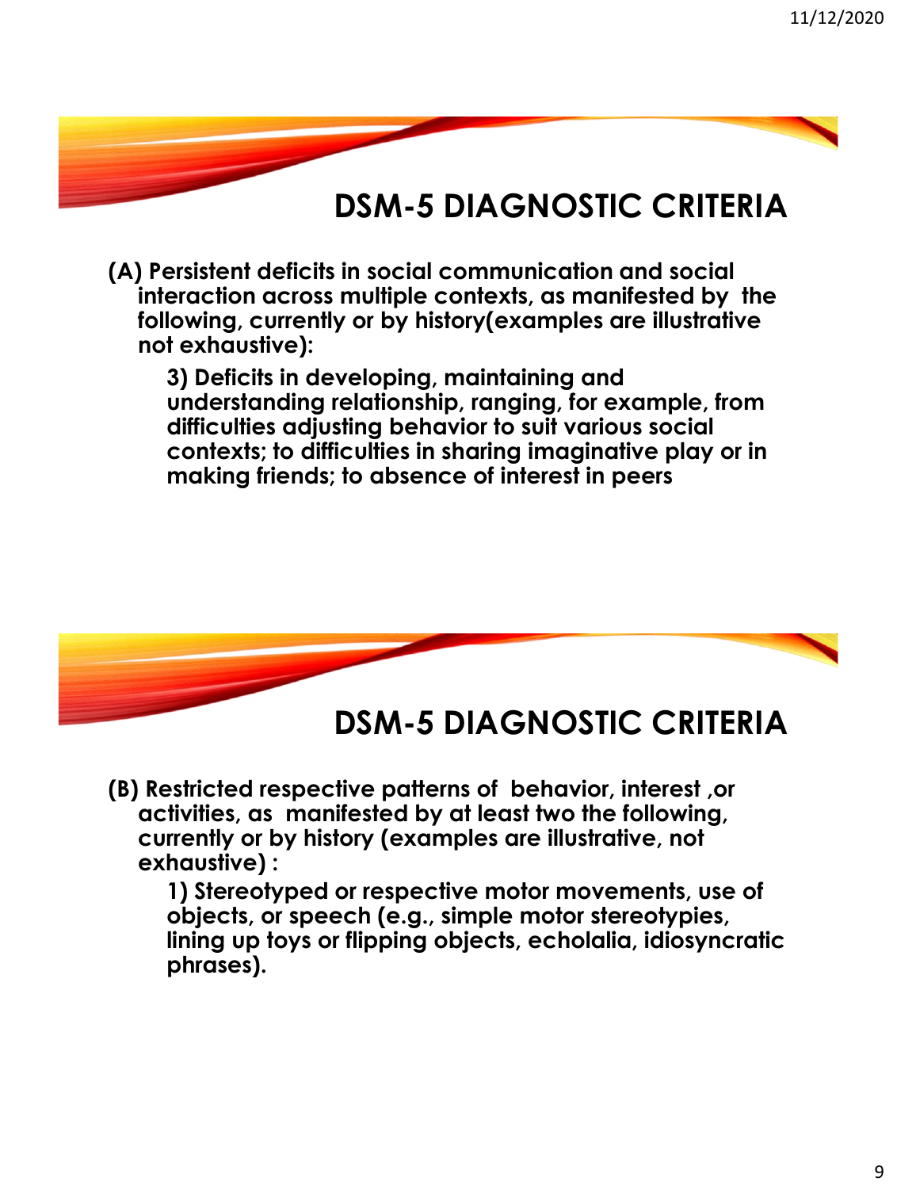## DSM-5 DIAGNOSTIC CRITERIA

**(A) Persistent deficits in social communication and social interaction across multiple contexts, as manifested by the following, currently or by history(examples are illustrative not exhaustive):**

**3) Deficits in developing, maintaining and understanding relationship, ranging, for example, from difficulties adjusting behavior to suit various social contexts; to difficulties in sharing imaginative play or in making friends; to absence of interest in peers**

## DSM-5 DIAGNOSTIC CRITERIA

**(B) Restricted respective patterns of behavior, interest ,or activities, as manifested by at least two the following, currently or by history (examples are illustrative, not exhaustive) :**

**1) Stereotyped or respective motor movements, use of objects, or speech (e.g., simple motor stereotypies, lining up toys or flipping objects, echolalia, idiosyncratic phrases).**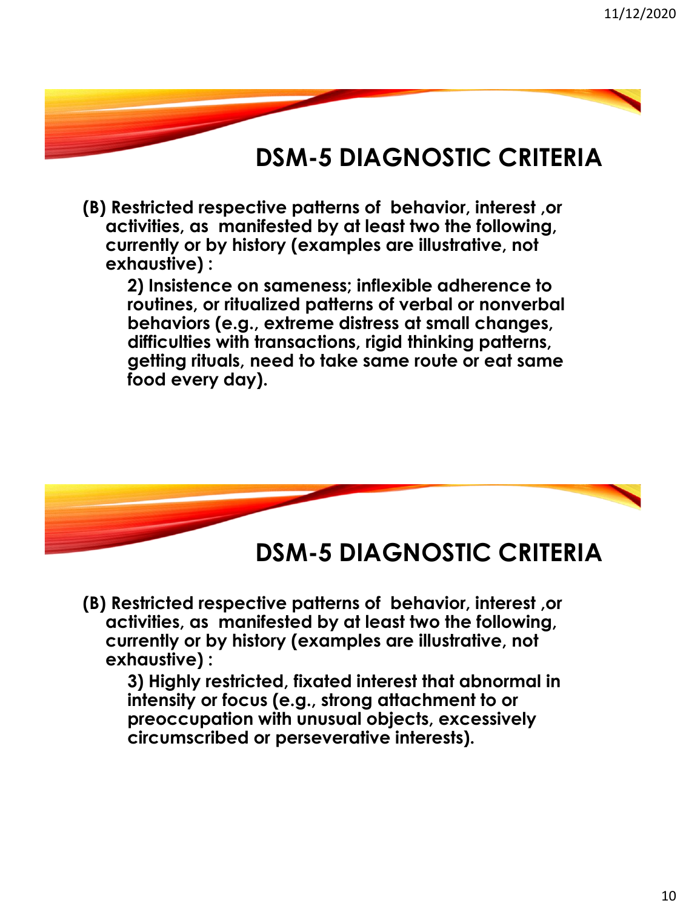## DSM-5 DIAGNOSTIC CRITERIA

**(B) Restricted respective patterns of behavior, interest ,or activities, as manifested by at least two the following, currently or by history (examples are illustrative, not exhaustive) :**

**2) Insistence on sameness; inflexible adherence to routines, or ritualized patterns of verbal or nonverbal behaviors (e.g., extreme distress at small changes, difficulties with transactions, rigid thinking patterns, getting rituals, need to take same route or eat same food every day).**

## DSM-5 DIAGNOSTIC CRITERIA

**(B) Restricted respective patterns of behavior, interest ,or activities, as manifested by at least two the following, currently or by history (examples are illustrative, not exhaustive) :**

**3) Highly restricted, fixated interest that abnormal in intensity or focus (e.g., strong attachment to or preoccupation with unusual objects, excessively circumscribed or perseverative interests).**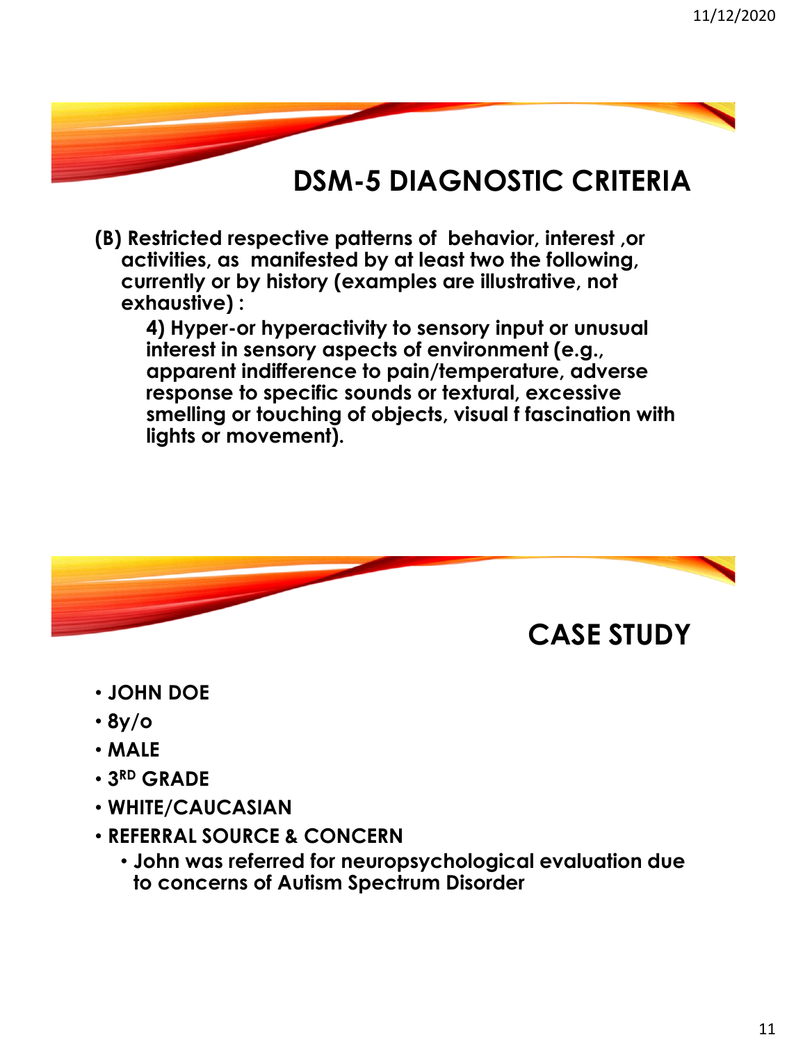## DSM-5 DIAGNOSTIC CRITERIA

**(B) Restricted respective patterns of behavior, interest ,or activities, as manifested by at least two the following, currently or by history (examples are illustrative, not exhaustive) :**

**4) Hyper-or hyperactivity to sensory input or unusual interest in sensory aspects of environment (e.g., apparent indifference to pain/temperature, adverse response to specific sounds or textural, excessive smelling or touching of objects, visual f fascination with lights or movement).**

## CASE STUDY

- **JOHN DOE**
- **8y/o**
- **MALE**
- **3RD GRADE**
- **WHITE/CAUCASIAN**
- **REFERRAL SOURCE & CONCERN**
  - **John was referred for neuropsychological evaluation due to concerns of Autism Spectrum Disorder**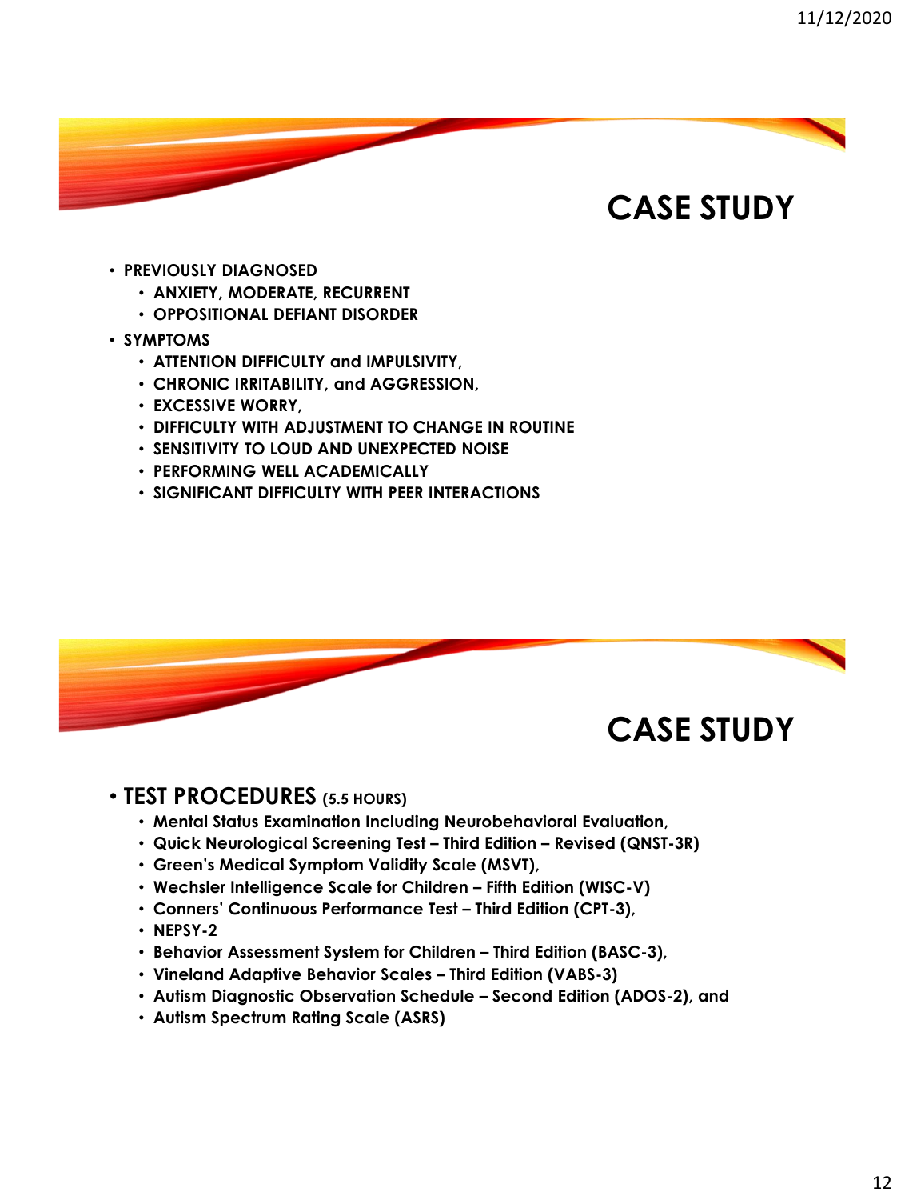# CASE STUDY

- **PREVIOUSLY DIAGNOSED**
  - **ANXIETY, MODERATE, RECURRENT**
  - **OPPOSITIONAL DEFIANT DISORDER**
- **SYMPTOMS**
  - **ATTENTION DIFFICULTY and IMPULSIVITY,**
  - **CHRONIC IRRITABILITY, and AGGRESSION,**
  - **EXCESSIVE WORRY,**
  - **DIFFICULTY WITH ADJUSTMENT TO CHANGE IN ROUTINE**
  - **SENSITIVITY TO LOUD AND UNEXPECTED NOISE**
  - **PERFORMING WELL ACADEMICALLY**
  - **SIGNIFICANT DIFFICULTY WITH PEER INTERACTIONS**

# CASE STUDY

- **TEST PROCEDURES (5.5 HOURS)**
  - **Mental Status Examination Including Neurobehavioral Evaluation,**
  - **Quick Neurological Screening Test – Third Edition – Revised (QNST-3R)**
  - **Green's Medical Symptom Validity Scale (MSVT),**
  - **Wechsler Intelligence Scale for Children – Fifth Edition (WISC-V)**
  - **Conners' Continuous Performance Test – Third Edition (CPT-3),**
  - **NEPSY-2**
  - **Behavior Assessment System for Children – Third Edition (BASC-3),**
  - **Vineland Adaptive Behavior Scales – Third Edition (VABS-3)**
  - **Autism Diagnostic Observation Schedule – Second Edition (ADOS-2), and**
  - **Autism Spectrum Rating Scale (ASRS)**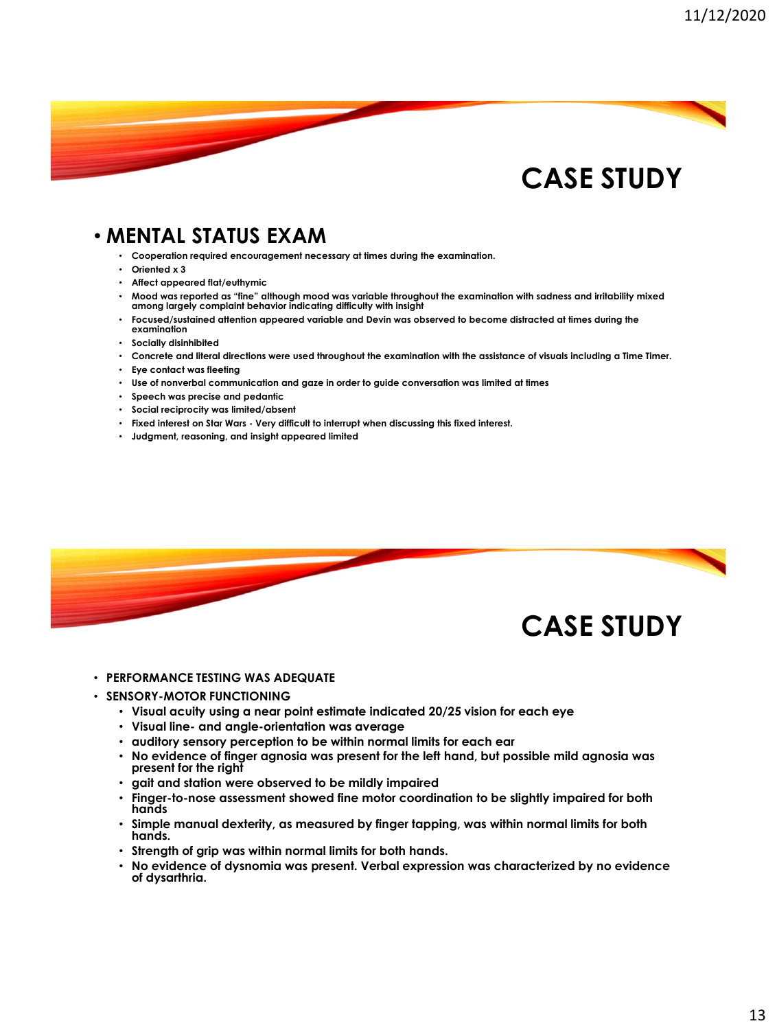## CASE STUDY

- **MENTAL STATUS EXAM**
  - Cooperation required encouragement necessary at times during the examination.
  - Oriented x 3
  - Affect appeared flat/euthymic
  - Mood was reported as "fine" although mood was variable throughout the examination with sadness and irritability mixed among largely complaint behavior indicating difficulty with insight
  - Focused/sustained attention appeared variable and Devin was observed to become distracted at times during the examination
  - Socially disinhibited
  - Concrete and literal directions were used throughout the examination with the assistance of visuals including a Time Timer.
  - Eye contact was fleeting
  - Use of nonverbal communication and gaze in order to guide conversation was limited at times
  - Speech was precise and pedantic
  - Social reciprocity was limited/absent
  - Fixed interest on Star Wars - Very difficult to interrupt when discussing this fixed interest.
  - Judgment, reasoning, and insight appeared limited

## CASE STUDY

- **PERFORMANCE TESTING WAS ADEQUATE**
- **SENSORY-MOTOR FUNCTIONING**
  - Visual acuity using a near point estimate indicated 20/25 vision for each eye
  - Visual line- and angle-orientation was average
  - auditory sensory perception to be within normal limits for each ear
  - No evidence of finger agnosia was present for the left hand, but possible mild agnosia was present for the right
  - gait and station were observed to be mildly impaired
  - Finger-to-nose assessment showed fine motor coordination to be slightly impaired for both hands
  - Simple manual dexterity, as measured by finger tapping, was within normal limits for both hands.
  - Strength of grip was within normal limits for both hands.
  - No evidence of dysnomia was present. Verbal expression was characterized by no evidence of dysarthria.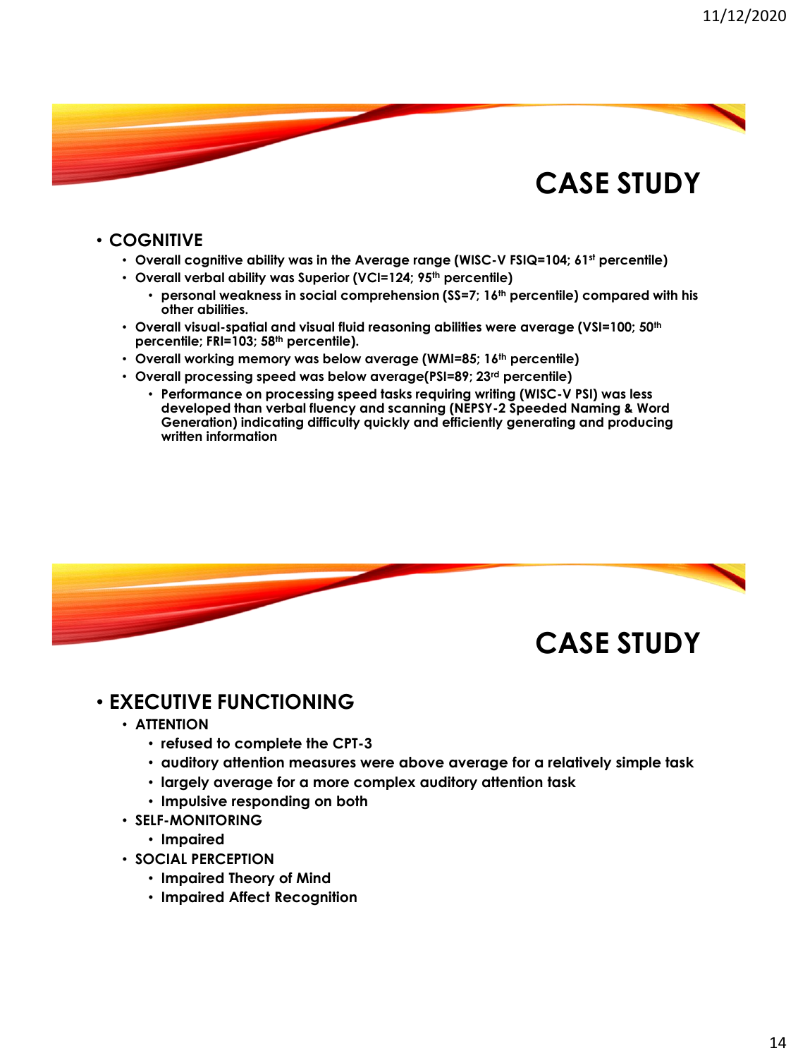# CASE STUDY

- **COGNITIVE**
  - **Overall cognitive ability was in the Average range (WISC-V FSIQ=104; 61st percentile)**
  - **Overall verbal ability was Superior (VCI=124; 95th percentile)**
    - **personal weakness in social comprehension (SS=7; 16th percentile) compared with his other abilities.**
  - **Overall visual-spatial and visual fluid reasoning abilities were average (VSI=100; 50th percentile; FRI=103; 58th percentile).**
  - **Overall working memory was below average (WMI=85; 16th percentile)**
  - **Overall processing speed was below average(PSI=89; 23rd percentile)**
    - **Performance on processing speed tasks requiring writing (WISC-V PSI) was less developed than verbal fluency and scanning (NEPSY-2 Speeded Naming & Word Generation) indicating difficulty quickly and efficiently generating and producing written information**

# CASE STUDY

- **EXECUTIVE FUNCTIONING**
  - **ATTENTION**
    - **refused to complete the CPT-3**
    - **auditory attention measures were above average for a relatively simple task**
    - **largely average for a more complex auditory attention task**
    - **Impulsive responding on both**
  - **SELF-MONITORING**
    - **Impaired**
  - **SOCIAL PERCEPTION**
    - **Impaired Theory of Mind**
    - **Impaired Affect Recognition**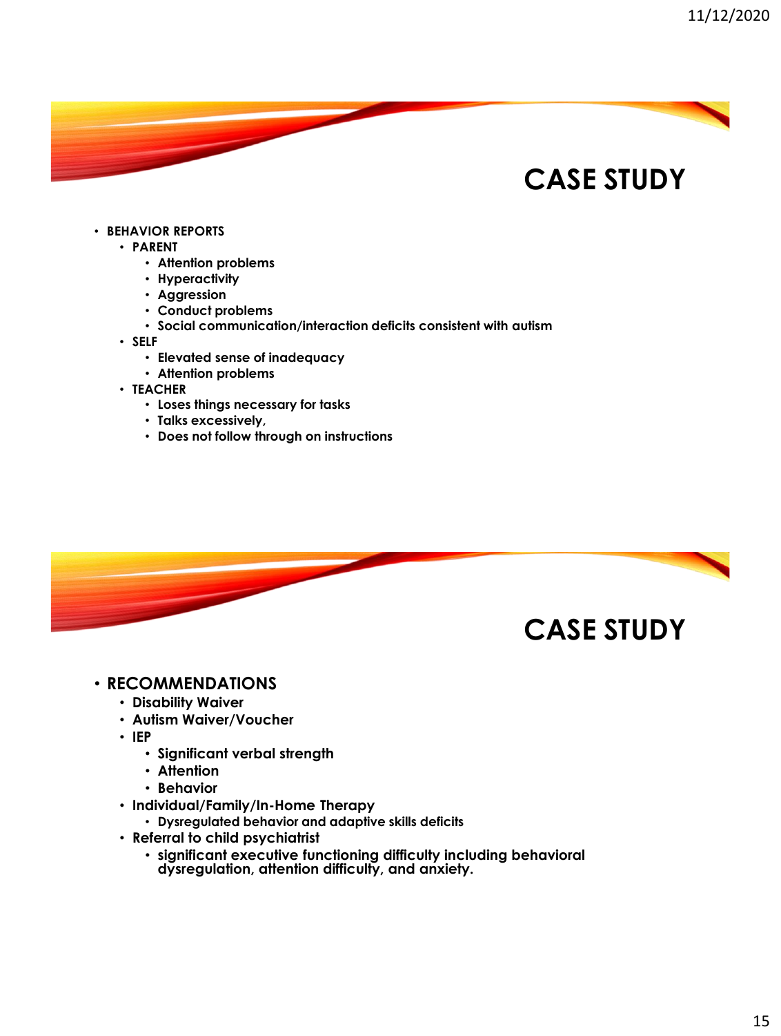# CASE STUDY

- **BEHAVIOR REPORTS**
  - **PARENT**
    - **Attention problems**
    - **Hyperactivity**
    - **Aggression**
    - **Conduct problems**
    - **Social communication/interaction deficits consistent with autism**
  - **SELF**
    - **Elevated sense of inadequacy**
    - **Attention problems**
  - **TEACHER**
    - **Loses things necessary for tasks**
    - **Talks excessively,**
    - **Does not follow through on instructions**

# CASE STUDY

- **RECOMMENDATIONS**
  - **Disability Waiver**
  - **Autism Waiver/Voucher**
  - **IEP**
    - **Significant verbal strength**
    - **Attention**
    - **Behavior**
  - **Individual/Family/In-Home Therapy**
    - **Dysregulated behavior and adaptive skills deficits**
  - **Referral to child psychiatrist**
    - **significant executive functioning difficulty including behavioral dysregulation, attention difficulty, and anxiety.**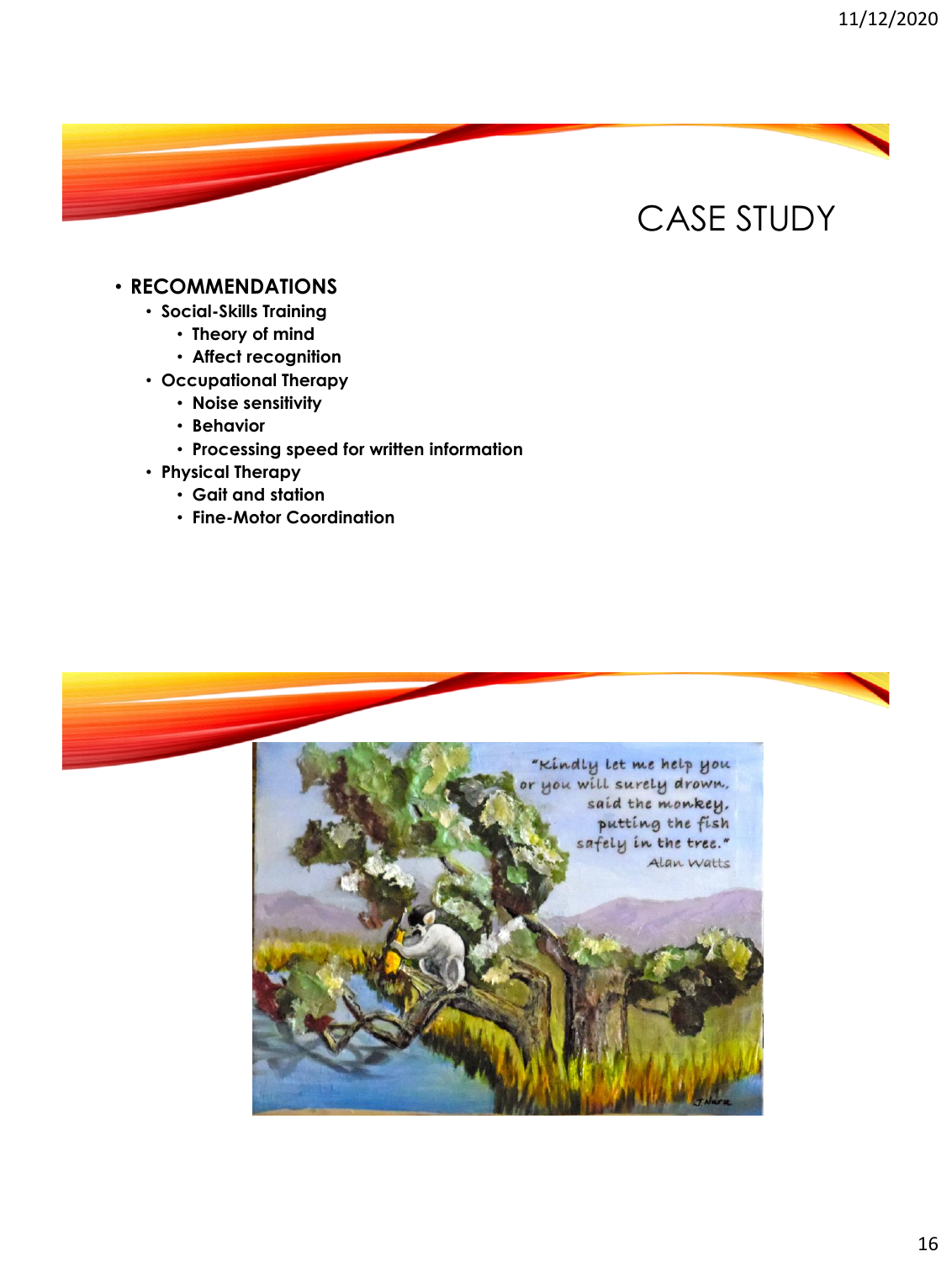# CASE STUDY

- **RECOMMENDATIONS**
  - **Social-Skills Training**
    - **Theory of mind**
    - **Affect recognition**
  - **Occupational Therapy**
    - **Noise sensitivity**
    - **Behavior**
    - **Processing speed for written information**
  - **Physical Therapy**
    - **Gait and station**
    - **Fine-Motor Coordination**

"Kindly let me help you or you will surely drown," said the monkey, putting the fish safely in the tree."
Alan Watts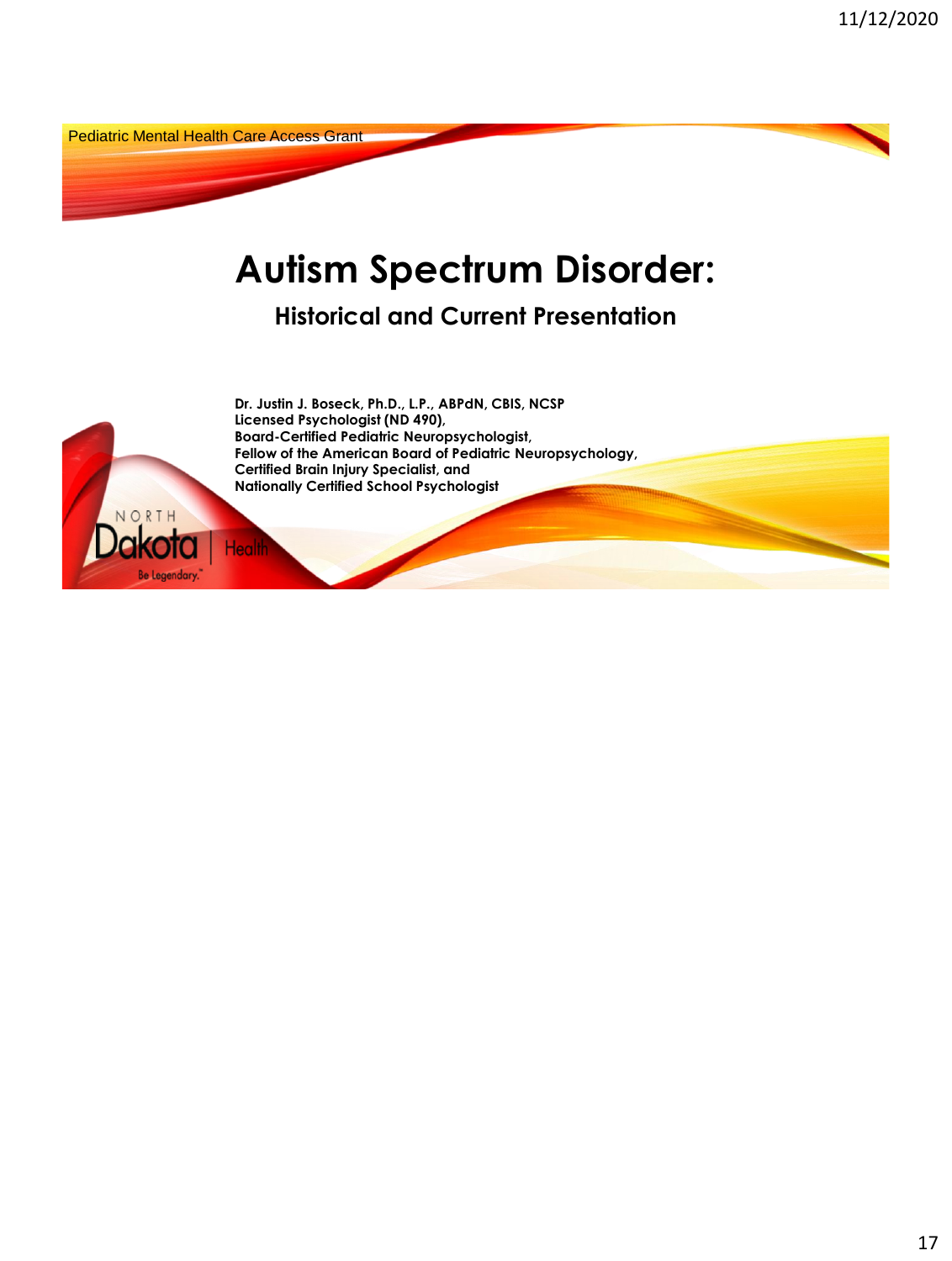Pediatric Mental Health Care Access Grant

# Autism Spectrum Disorder:

## Historical and Current Presentation

**Dr. Justin J. Boseck, Ph.D., L.P., ABPdN, CBIS, NCSP**
**Licensed Psychologist (ND 490),**
**Board-Certified Pediatric Neuropsychologist,**
**Fellow of the American Board of Pediatric Neuropsychology,**
**Certified Brain Injury Specialist, and**
**Nationally Certified School Psychologist**

NORTH Dakota | Health

Be Legendary.™